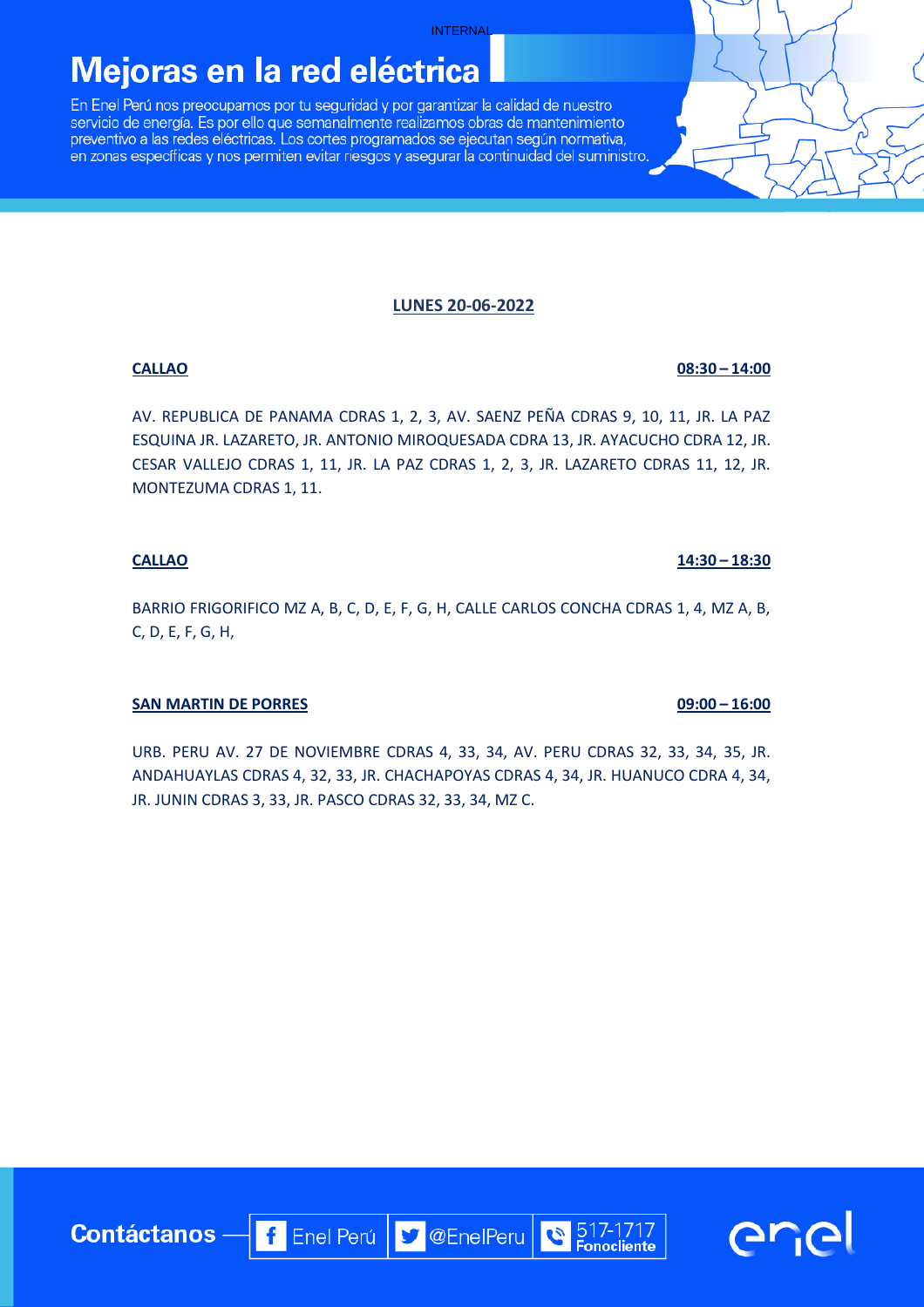# Mejoras en la red eléctrica

En Enel Perú nos preocupamos por tu seguridad y por garantizar la calidad de nuestro servicio de energía. Es por ello que semanalmente realizamos obras de mantenimiento preventivo a las redes eléctricas. Los cortes programados se ejecutan según normativa, en zonas específicas y nos permiten evitar riesgos y asegurar la continuidad del suministro.

## LUNES 20-06-2022

**CALLAO** **08:30 – 14:00**

AV. REPUBLICA DE PANAMA CDRAS 1, 2, 3, AV. SAENZ PEÑA CDRAS 9, 10, 11, JR. LA PAZ ESQUINA JR. LAZARETO, JR. ANTONIO MIROQUESADA CDRA 13, JR. AYACUCHO CDRA 12, JR. CESAR VALLEJO CDRAS 1, 11, JR. LA PAZ CDRAS 1, 2, 3, JR. LAZARETO CDRAS 11, 12, JR. MONTEZUMA CDRAS 1, 11.

**CALLAO** **14:30 – 18:30**

BARRIO FRIGORIFICO MZ A, B, C, D, E, F, G, H, CALLE CARLOS CONCHA CDRAS 1, 4, MZ A, B, C, D, E, F, G, H,

**SAN MARTIN DE PORRES** **09:00 – 16:00**

URB. PERU AV. 27 DE NOVIEMBRE CDRAS 4, 33, 34, AV. PERU CDRAS 32, 33, 34, 35, JR. ANDAHUAYLAS CDRAS 4, 32, 33, JR. CHACHAPOYAS CDRAS 4, 34, JR. HUANUCO CDRA 4, 34, JR. JUNIN CDRAS 3, 33, JR. PASCO CDRAS 32, 33, 34, MZ C.

**Contáctanos** — Enel Perú | @EnelPeru | 517-1717 Fonocliente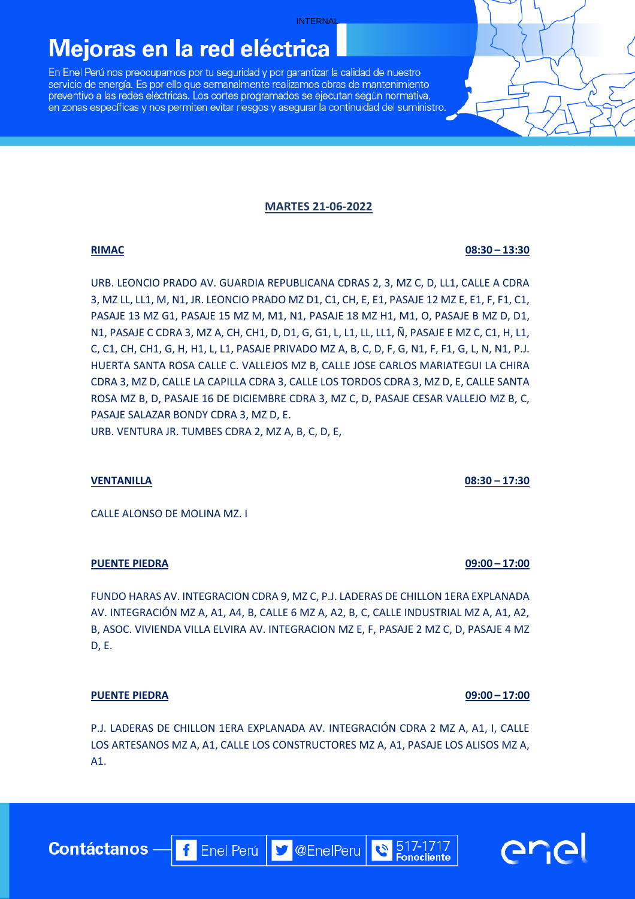# Mejoras en la red eléctrica

En Enel Perú nos preocupamos por tu seguridad y por garantizar la calidad de nuestro servicio de energía. Es por ello que semanalmente realizamos obras de mantenimiento preventivo a las redes eléctricas. Los cortes programados se ejecutan según normativa, en zonas específicas y nos permiten evitar riesgos y asegurar la continuidad del suministro.

## MARTES 21-06-2022

### RIMAC — 08:30 – 13:30

URB. LEONCIO PRADO AV. GUARDIA REPUBLICANA CDRAS 2, 3, MZ C, D, LL1, CALLE A CDRA 3, MZ LL, LL1, M, N1, JR. LEONCIO PRADO MZ D1, C1, CH, E, E1, PASAJE 12 MZ E, E1, F, F1, C1, PASAJE 13 MZ G1, PASAJE 15 MZ M, M1, N1, PASAJE 18 MZ H1, M1, O, PASAJE B MZ D, D1, N1, PASAJE C CDRA 3, MZ A, CH, CH1, D, D1, G, G1, L, L1, LL, LL1, Ñ, PASAJE E MZ C, C1, H, L1, C, C1, CH, CH1, G, H, H1, L, L1, PASAJE PRIVADO MZ A, B, C, D, F, G, N1, F, F1, G, L, N, N1, P.J. HUERTA SANTA ROSA CALLE C. VALLEJOS MZ B, CALLE JOSE CARLOS MARIATEGUI LA CHIRA CDRA 3, MZ D, CALLE LA CAPILLA CDRA 3, CALLE LOS TORDOS CDRA 3, MZ D, E, CALLE SANTA ROSA MZ B, D, PASAJE 16 DE DICIEMBRE CDRA 3, MZ C, D, PASAJE CESAR VALLEJO MZ B, C, PASAJE SALAZAR BONDY CDRA 3, MZ D, E.

URB. VENTURA JR. TUMBES CDRA 2, MZ A, B, C, D, E,

### VENTANILLA — 08:30 – 17:30

CALLE ALONSO DE MOLINA MZ. I

### PUENTE PIEDRA — 09:00 – 17:00

FUNDO HARAS AV. INTEGRACION CDRA 9, MZ C, P.J. LADERAS DE CHILLON 1ERA EXPLANADA AV. INTEGRACIÓN MZ A, A1, A4, B, CALLE 6 MZ A, A2, B, C, CALLE INDUSTRIAL MZ A, A1, A2, B, ASOC. VIVIENDA VILLA ELVIRA AV. INTEGRACION MZ E, F, PASAJE 2 MZ C, D, PASAJE 4 MZ D, E.

### PUENTE PIEDRA — 09:00 – 17:00

P.J. LADERAS DE CHILLON 1ERA EXPLANADA AV. INTEGRACIÓN CDRA 2 MZ A, A1, I, CALLE LOS ARTESANOS MZ A, A1, CALLE LOS CONSTRUCTORES MZ A, A1, PASAJE LOS ALISOS MZ A, A1.

**Contáctanos** — Enel Perú | @EnelPeru | 517-1717 Fonocliente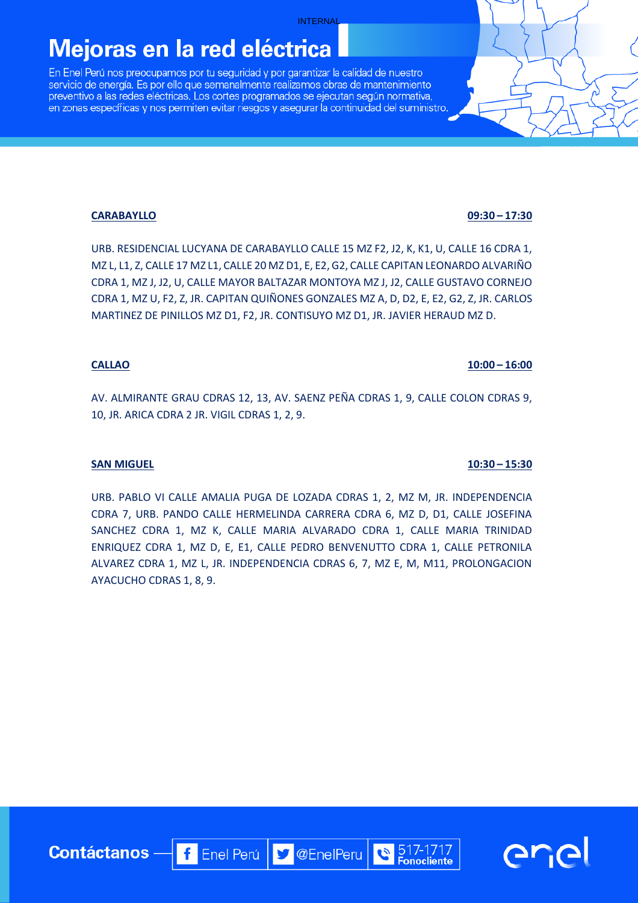# Mejoras en la red eléctrica

En Enel Perú nos preocupamos por tu seguridad y por garantizar la calidad de nuestro servicio de energía. Es por ello que semanalmente realizamos obras de mantenimiento preventivo a las redes eléctricas. Los cortes programados se ejecutan según normativa, en zonas específicas y nos permiten evitar riesgos y asegurar la continuidad del suministro.

**CARABAYLLO** **09:30 – 17:30**

URB. RESIDENCIAL LUCYANA DE CARABAYLLO CALLE 15 MZ F2, J2, K, K1, U, CALLE 16 CDRA 1, MZ L, L1, Z, CALLE 17 MZ L1, CALLE 20 MZ D1, E, E2, G2, CALLE CAPITAN LEONARDO ALVARIÑO CDRA 1, MZ J, J2, U, CALLE MAYOR BALTAZAR MONTOYA MZ J, J2, CALLE GUSTAVO CORNEJO CDRA 1, MZ U, F2, Z, JR. CAPITAN QUIÑONES GONZALES MZ A, D, D2, E, E2, G2, Z, JR. CARLOS MARTINEZ DE PINILLOS MZ D1, F2, JR. CONTISUYO MZ D1, JR. JAVIER HERAUD MZ D.

**CALLAO** **10:00 – 16:00**

AV. ALMIRANTE GRAU CDRAS 12, 13, AV. SAENZ PEÑA CDRAS 1, 9, CALLE COLON CDRAS 9, 10, JR. ARICA CDRA 2 JR. VIGIL CDRAS 1, 2, 9.

**SAN MIGUEL** **10:30 – 15:30**

URB. PABLO VI CALLE AMALIA PUGA DE LOZADA CDRAS 1, 2, MZ M, JR. INDEPENDENCIA CDRA 7, URB. PANDO CALLE HERMELINDA CARRERA CDRA 6, MZ D, D1, CALLE JOSEFINA SANCHEZ CDRA 1, MZ K, CALLE MARIA ALVARADO CDRA 1, CALLE MARIA TRINIDAD ENRIQUEZ CDRA 1, MZ D, E, E1, CALLE PEDRO BENVENUTTO CDRA 1, CALLE PETRONILA ALVAREZ CDRA 1, MZ L, JR. INDEPENDENCIA CDRAS 6, 7, MZ E, M, M11, PROLONGACION AYACUCHO CDRAS 1, 8, 9.

**Contáctanos** — Enel Perú | @EnelPeru | 517-1717 Fonocliente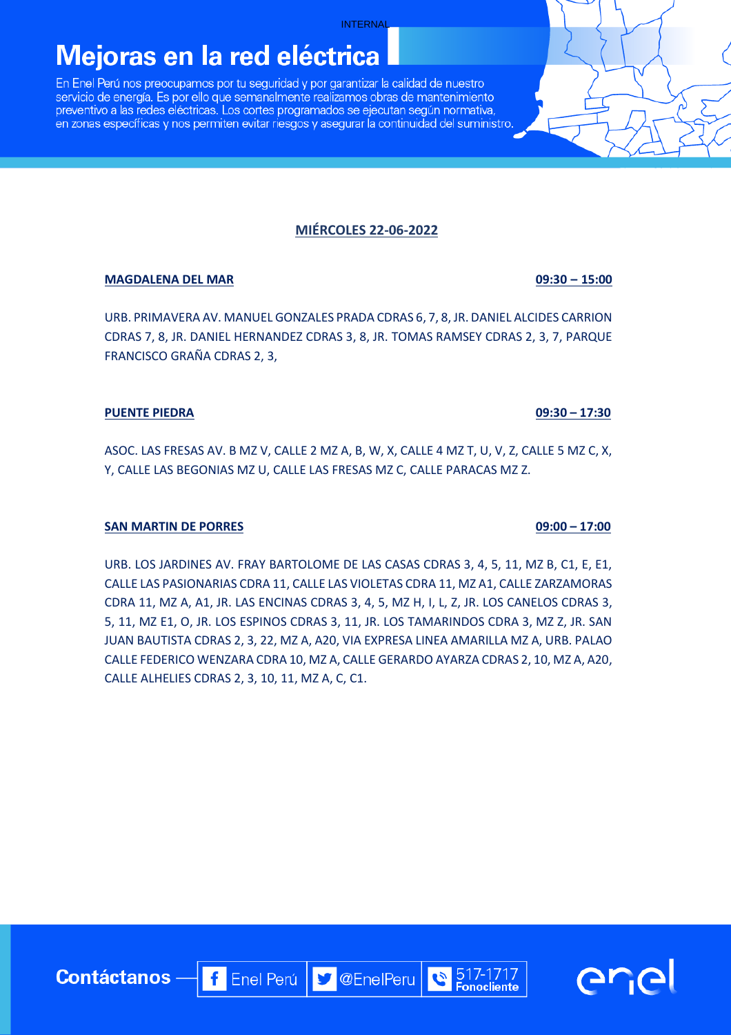# Mejoras en la red eléctrica

En Enel Perú nos preocupamos por tu seguridad y por garantizar la calidad de nuestro servicio de energía. Es por ello que semanalmente realizamos obras de mantenimiento preventivo a las redes eléctricas. Los cortes programados se ejecutan según normativa, en zonas específicas y nos permiten evitar riesgos y asegurar la continuidad del suministro.

**MIÉRCOLES 22-06-2022**

**MAGDALENA DEL MAR** **09:30 – 15:00**

URB. PRIMAVERA AV. MANUEL GONZALES PRADA CDRAS 6, 7, 8, JR. DANIEL ALCIDES CARRION CDRAS 7, 8, JR. DANIEL HERNANDEZ CDRAS 3, 8, JR. TOMAS RAMSEY CDRAS 2, 3, 7, PARQUE FRANCISCO GRAÑA CDRAS 2, 3,

**PUENTE PIEDRA** **09:30 – 17:30**

ASOC. LAS FRESAS AV. B MZ V, CALLE 2 MZ A, B, W, X, CALLE 4 MZ T, U, V, Z, CALLE 5 MZ C, X, Y, CALLE LAS BEGONIAS MZ U, CALLE LAS FRESAS MZ C, CALLE PARACAS MZ Z.

**SAN MARTIN DE PORRES** **09:00 – 17:00**

URB. LOS JARDINES AV. FRAY BARTOLOME DE LAS CASAS CDRAS 3, 4, 5, 11, MZ B, C1, E, E1, CALLE LAS PASIONARIAS CDRA 11, CALLE LAS VIOLETAS CDRA 11, MZ A1, CALLE ZARZAMORAS CDRA 11, MZ A, A1, JR. LAS ENCINAS CDRAS 3, 4, 5, MZ H, I, L, Z, JR. LOS CANELOS CDRAS 3, 5, 11, MZ E1, O, JR. LOS ESPINOS CDRAS 3, 11, JR. LOS TAMARINDOS CDRA 3, MZ Z, JR. SAN JUAN BAUTISTA CDRAS 2, 3, 22, MZ A, A20, VIA EXPRESA LINEA AMARILLA MZ A, URB. PALAO CALLE FEDERICO WENZARA CDRA 10, MZ A, CALLE GERARDO AYARZA CDRAS 2, 10, MZ A, A20, CALLE ALHELIES CDRAS 2, 3, 10, 11, MZ A, C, C1.

**Contáctanos** — Enel Perú | @EnelPeru | 517-1717 Fonocliente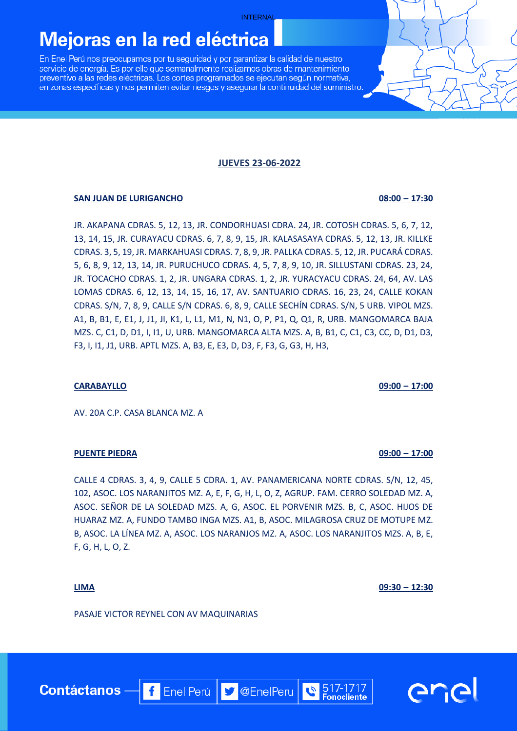# Mejoras en la red eléctrica

En Enel Perú nos preocupamos por tu seguridad y por garantizar la calidad de nuestro servicio de energía. Es por ello que semanalmente realizamos obras de mantenimiento preventivo a las redes eléctricas. Los cortes programados se ejecutan según normativa, en zonas específicas y nos permiten evitar riesgos y asegurar la continuidad del suministro.

## JUEVES 23-06-2022

### SAN JUAN DE LURIGANCHO — 08:00 – 17:30

JR. AKAPANA CDRAS. 5, 12, 13, JR. CONDORHUASI CDRA. 24, JR. COTOSH CDRAS. 5, 6, 7, 12, 13, 14, 15, JR. CURAYACU CDRAS. 6, 7, 8, 9, 15, JR. KALASASAYA CDRAS. 5, 12, 13, JR. KILLKE CDRAS. 3, 5, 19, JR. MARKAHUASI CDRAS. 7, 8, 9, JR. PALLKA CDRAS. 5, 12, JR. PUCARÁ CDRAS. 5, 6, 8, 9, 12, 13, 14, JR. PURUCHUCO CDRAS. 4, 5, 7, 8, 9, 10, JR. SILLUSTANI CDRAS. 23, 24, JR. TOCACHO CDRAS. 1, 2, JR. UNGARA CDRAS. 1, 2, JR. YURACYACU CDRAS. 24, 64, AV. LAS LOMAS CDRAS. 6, 12, 13, 14, 15, 16, 17, AV. SANTUARIO CDRAS. 16, 23, 24, CALLE KOKAN CDRAS. S/N, 7, 8, 9, CALLE S/N CDRAS. 6, 8, 9, CALLE SECHÍN CDRAS. S/N, 5 URB. VIPOL MZS. A1, B, B1, E, E1, J, J1, JI, K1, L, L1, M1, N, N1, O, P, P1, Q, Q1, R, URB. MANGOMARCA BAJA MZS. C, C1, D, D1, I, I1, U, URB. MANGOMARCA ALTA MZS. A, B, B1, C, C1, C3, CC, D, D1, D3, F3, I, I1, J1, URB. APTL MZS. A, B3, E, E3, D, D3, F, F3, G, G3, H, H3,

### CARABAYLLO — 09:00 – 17:00

AV. 20A C.P. CASA BLANCA MZ. A

### PUENTE PIEDRA — 09:00 – 17:00

CALLE 4 CDRAS. 3, 4, 9, CALLE 5 CDRA. 1, AV. PANAMERICANA NORTE CDRAS. S/N, 12, 45, 102, ASOC. LOS NARANJITOS MZ. A, E, F, G, H, L, O, Z, AGRUP. FAM. CERRO SOLEDAD MZ. A, ASOC. SEÑOR DE LA SOLEDAD MZS. A, G, ASOC. EL PORVENIR MZS. B, C, ASOC. HIJOS DE HUARAZ MZ. A, FUNDO TAMBO INGA MZS. A1, B, ASOC. MILAGROSA CRUZ DE MOTUPE MZ. B, ASOC. LA LÍNEA MZ. A, ASOC. LOS NARANJOS MZ. A, ASOC. LOS NARANJITOS MZS. A, B, E, F, G, H, L, O, Z.

### LIMA — 09:30 – 12:30

PASAJE VICTOR REYNEL CON AV MAQUINARIAS

**Contáctanos** — Enel Perú | @EnelPeru | 517-1717 Fonocliente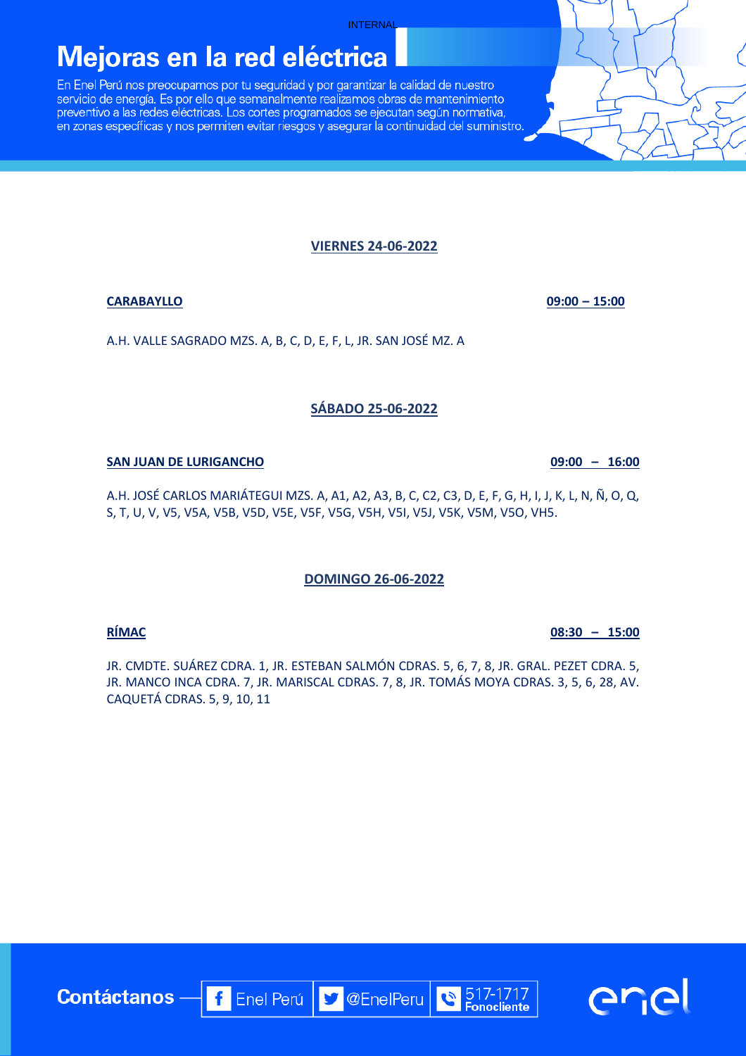# Mejoras en la red eléctrica

En Enel Perú nos preocupamos por tu seguridad y por garantizar la calidad de nuestro servicio de energía. Es por ello que semanalmente realizamos obras de mantenimiento preventivo a las redes eléctricas. Los cortes programados se ejecutan según normativa, en zonas específicas y nos permiten evitar riesgos y asegurar la continuidad del suministro.

## VIERNES 24-06-2022

**CARABAYLLO** **09:00 – 15:00**

A.H. VALLE SAGRADO MZS. A, B, C, D, E, F, L, JR. SAN JOSÉ MZ. A

## SÁBADO 25-06-2022

**SAN JUAN DE LURIGANCHO** **09:00 – 16:00**

A.H. JOSÉ CARLOS MARIÁTEGUI MZS. A, A1, A2, A3, B, C, C2, C3, D, E, F, G, H, I, J, K, L, N, Ñ, O, Q, S, T, U, V, V5, V5A, V5B, V5D, V5E, V5F, V5G, V5H, V5I, V5J, V5K, V5M, V5O, VH5.

## DOMINGO 26-06-2022

**RÍMAC** **08:30 – 15:00**

JR. CMDTE. SUÁREZ CDRA. 1, JR. ESTEBAN SALMÓN CDRAS. 5, 6, 7, 8, JR. GRAL. PEZET CDRA. 5, JR. MANCO INCA CDRA. 7, JR. MARISCAL CDRAS. 7, 8, JR. TOMÁS MOYA CDRAS. 3, 5, 6, 28, AV. CAQUETÁ CDRAS. 5, 9, 10, 11

**Contáctanos** — Enel Perú | @EnelPeru | 517-1717 Fonocliente

enel